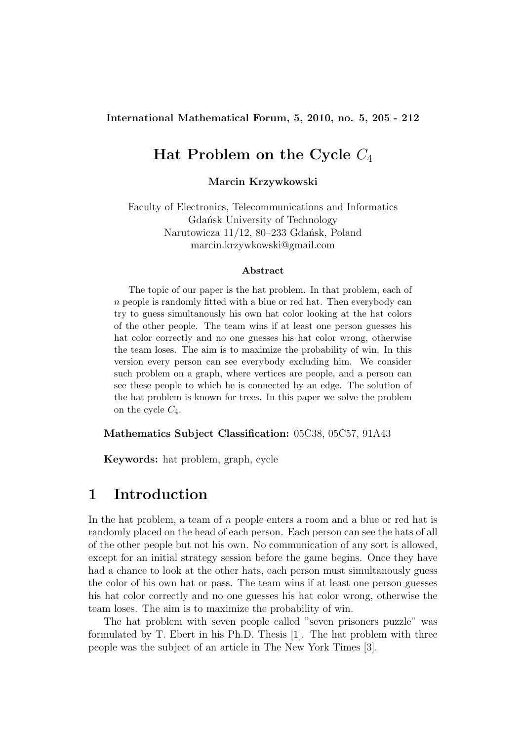# Hat Problem on the Cycle $C_4$

**Marcin Krzywkowski**

Faculty of Electronics, Telecommunications and Informatics
Gdańsk University of Technology
Narutowicza 11/12, 80–233 Gdańsk, Poland
marcin.krzywkowski@gmail.com

### Abstract

The topic of our paper is the hat problem. In that problem, each of $n$ people is randomly fitted with a blue or red hat. Then everybody can try to guess simultanously his own hat color looking at the hat colors of the other people. The team wins if at least one person guesses his hat color correctly and no one guesses his hat color wrong, otherwise the team loses. The aim is to maximize the probability of win. In this version every person can see everybody excluding him. We consider such problem on a graph, where vertices are people, and a person can see these people to which he is connected by an edge. The solution of the hat problem is known for trees. In this paper we solve the problem on the cycle $C_4$.

**Mathematics Subject Classification:** 05C38, 05C57, 91A43

**Keywords:** hat problem, graph, cycle

## 1 Introduction

In the hat problem, a team of $n$ people enters a room and a blue or red hat is randomly placed on the head of each person. Each person can see the hats of all of the other people but not his own. No communication of any sort is allowed, except for an initial strategy session before the game begins. Once they have had a chance to look at the other hats, each person must simultanously guess the color of his own hat or pass. The team wins if at least one person guesses his hat color correctly and no one guesses his hat color wrong, otherwise the team loses. The aim is to maximize the probability of win.

The hat problem with seven people called "seven prisoners puzzle" was formulated by T. Ebert in his Ph.D. Thesis [1]. The hat problem with three people was the subject of an article in The New York Times [3].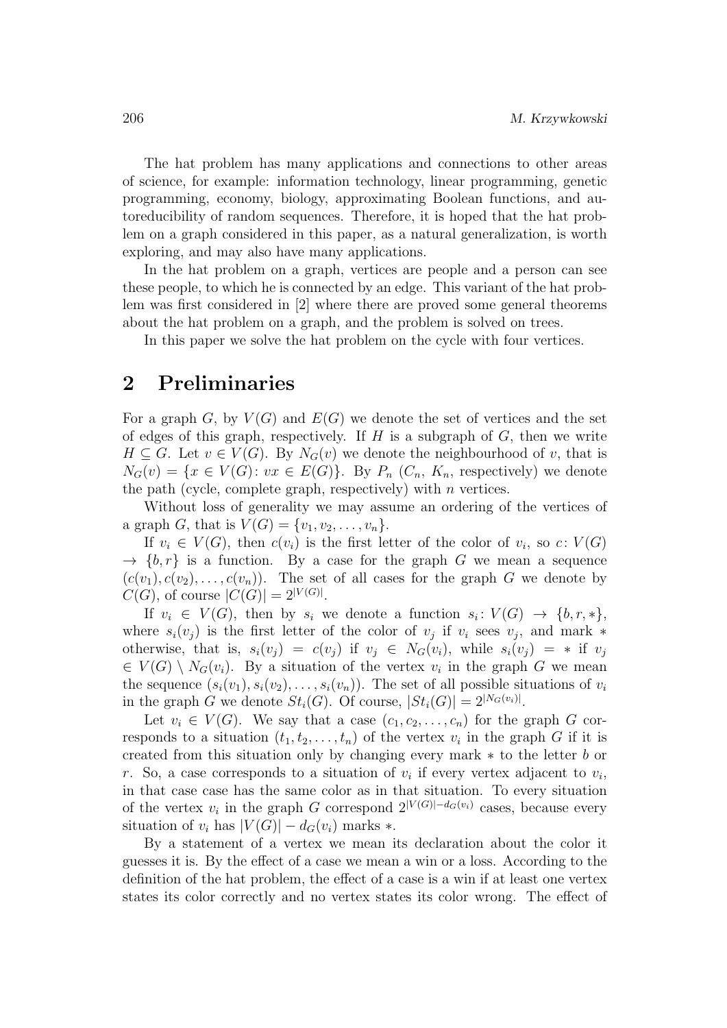The hat problem has many applications and connections to other areas of science, for example: information technology, linear programming, genetic programming, economy, biology, approximating Boolean functions, and autoreducibility of random sequences. Therefore, it is hoped that the hat problem on a graph considered in this paper, as a natural generalization, is worth exploring, and may also have many applications.

In the hat problem on a graph, vertices are people and a person can see these people, to which he is connected by an edge. This variant of the hat problem was first considered in [2] where there are proved some general theorems about the hat problem on a graph, and the problem is solved on trees.

In this paper we solve the hat problem on the cycle with four vertices.

## 2 Preliminaries

For a graph $G$, by $V(G)$ and $E(G)$ we denote the set of vertices and the set of edges of this graph, respectively. If $H$ is a subgraph of $G$, then we write $H \subseteq G$. Let $v \in V(G)$. By $N_G(v)$ we denote the neighbourhood of $v$, that is $N_G(v) = \{x \in V(G)\colon vx \in E(G)\}$. By $P_n$ ($C_n$, $K_n$, respectively) we denote the path (cycle, complete graph, respectively) with $n$ vertices.

Without loss of generality we may assume an ordering of the vertices of a graph $G$, that is $V(G) = \{v_1, v_2, \ldots, v_n\}$.

If $v_i \in V(G)$, then $c(v_i)$ is the first letter of the color of $v_i$, so $c\colon V(G) \to \{b, r\}$ is a function. By a case for the graph $G$ we mean a sequence $(c(v_1), c(v_2), \ldots, c(v_n))$. The set of all cases for the graph $G$ we denote by $C(G)$, of course $|C(G)| = 2^{|V(G)|}$.

If $v_i \in V(G)$, then by $s_i$ we denote a function $s_i\colon V(G) \to \{b, r, *\}$, where $s_i(v_j)$ is the first letter of the color of $v_j$ if $v_i$ sees $v_j$, and mark $*$ otherwise, that is, $s_i(v_j) = c(v_j)$ if $v_j \in N_G(v_i)$, while $s_i(v_j) = *$ if $v_j \in V(G) \setminus N_G(v_i)$. By a situation of the vertex $v_i$ in the graph $G$ we mean the sequence $(s_i(v_1), s_i(v_2), \ldots, s_i(v_n))$. The set of all possible situations of $v_i$ in the graph $G$ we denote $St_i(G)$. Of course, $|St_i(G)| = 2^{|N_G(v_i)|}$.

Let $v_i \in V(G)$. We say that a case $(c_1, c_2, \ldots, c_n)$ for the graph $G$ corresponds to a situation $(t_1, t_2, \ldots, t_n)$ of the vertex $v_i$ in the graph $G$ if it is created from this situation only by changing every mark $*$ to the letter $b$ or $r$. So, a case corresponds to a situation of $v_i$ if every vertex adjacent to $v_i$, in that case case has the same color as in that situation. To every situation of the vertex $v_i$ in the graph $G$ correspond $2^{|V(G)|-d_G(v_i)}$ cases, because every situation of $v_i$ has $|V(G)| - d_G(v_i)$ marks $*$.

By a statement of a vertex we mean its declaration about the color it guesses it is. By the effect of a case we mean a win or a loss. According to the definition of the hat problem, the effect of a case is a win if at least one vertex states its color correctly and no vertex states its color wrong. The effect of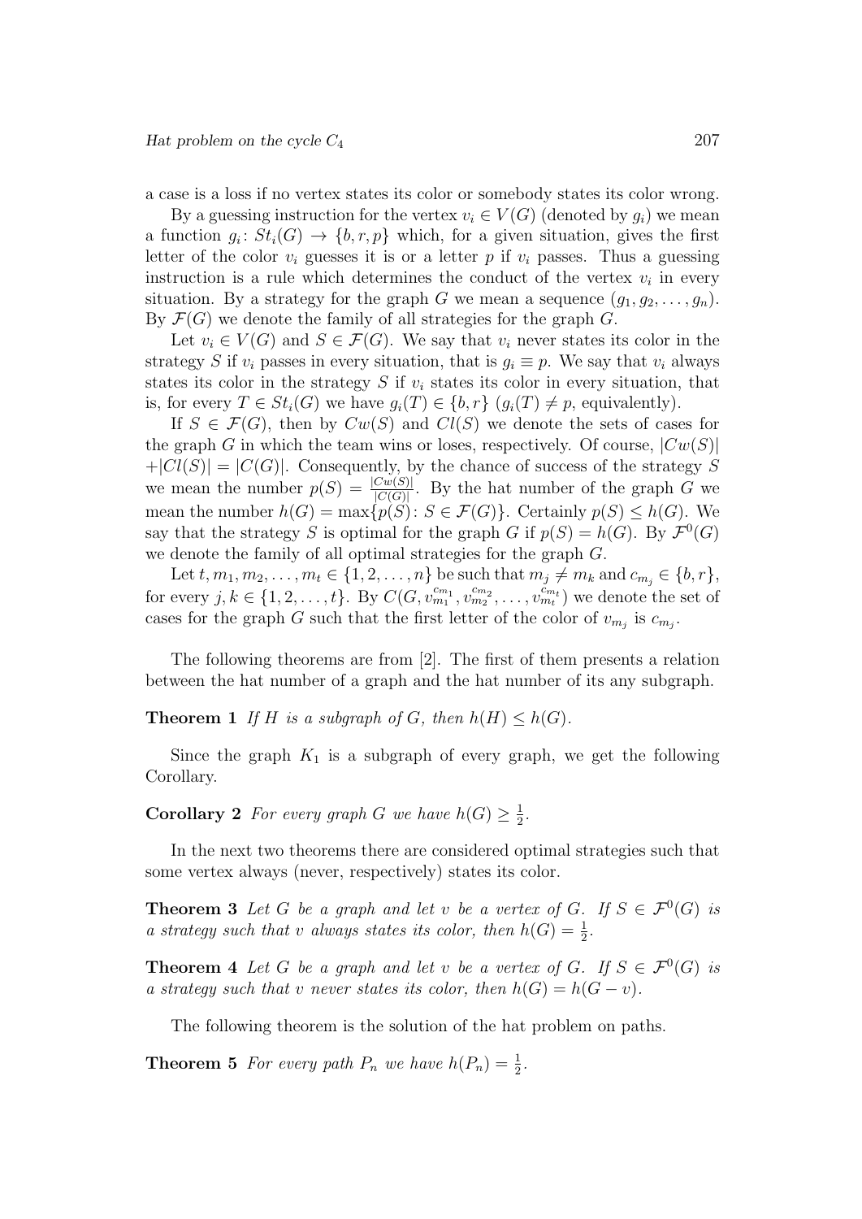a case is a loss if no vertex states its color or somebody states its color wrong.

By a guessing instruction for the vertex $v_i \in V(G)$ (denoted by $g_i$) we mean a function $g_i \colon St_i(G) \to \{b, r, p\}$ which, for a given situation, gives the first letter of the color $v_i$ guesses it is or a letter $p$ if $v_i$ passes. Thus a guessing instruction is a rule which determines the conduct of the vertex $v_i$ in every situation. By a strategy for the graph $G$ we mean a sequence $(g_1, g_2, \dots, g_n)$. By $\mathcal{F}(G)$ we denote the family of all strategies for the graph $G$.

Let $v_i \in V(G)$ and $S \in \mathcal{F}(G)$. We say that $v_i$ never states its color in the strategy $S$ if $v_i$ passes in every situation, that is $g_i \equiv p$. We say that $v_i$ always states its color in the strategy $S$ if $v_i$ states its color in every situation, that is, for every $T \in St_i(G)$ we have $g_i(T) \in \{b, r\}$ ($g_i(T) \neq p$, equivalently).

If $S \in \mathcal{F}(G)$, then by $Cw(S)$ and $Cl(S)$ we denote the sets of cases for the graph $G$ in which the team wins or loses, respectively. Of course, $|Cw(S)| + |Cl(S)| = |C(G)|$. Consequently, by the chance of success of the strategy $S$ we mean the number $p(S) = \frac{|Cw(S)|}{|C(G)|}$. By the hat number of the graph $G$ we mean the number $h(G) = \max\{p(S) \colon S \in \mathcal{F}(G)\}$. Certainly $p(S) \leq h(G)$. We say that the strategy $S$ is optimal for the graph $G$ if $p(S) = h(G)$. By $\mathcal{F}^0(G)$ we denote the family of all optimal strategies for the graph $G$.

Let $t, m_1, m_2, \dots, m_t \in \{1, 2, \dots, n\}$ be such that $m_j \neq m_k$ and $c_{m_j} \in \{b, r\}$, for every $j, k \in \{1, 2, \dots, t\}$. By $C(G, \overset{c_{m_1}}{v_{m_1}}, \overset{c_{m_2}}{v_{m_2}}, \dots, \overset{c_{m_t}}{v_{m_t}})$ we denote the set of cases for the graph $G$ such that the first letter of the color of $v_{m_j}$ is $c_{m_j}$.

The following theorems are from [2]. The first of them presents a relation between the hat number of a graph and the hat number of its any subgraph.

**Theorem 1** *If $H$ is a subgraph of $G$, then $h(H) \leq h(G)$.*

Since the graph $K_1$ is a subgraph of every graph, we get the following Corollary.

**Corollary 2** *For every graph $G$ we have $h(G) \geq \frac{1}{2}$.*

In the next two theorems there are considered optimal strategies such that some vertex always (never, respectively) states its color.

**Theorem 3** *Let $G$ be a graph and let $v$ be a vertex of $G$. If $S \in \mathcal{F}^0(G)$ is a strategy such that $v$ always states its color, then $h(G) = \frac{1}{2}$.*

**Theorem 4** *Let $G$ be a graph and let $v$ be a vertex of $G$. If $S \in \mathcal{F}^0(G)$ is a strategy such that $v$ never states its color, then $h(G) = h(G - v)$.*

The following theorem is the solution of the hat problem on paths.

**Theorem 5** *For every path $P_n$ we have $h(P_n) = \frac{1}{2}$.*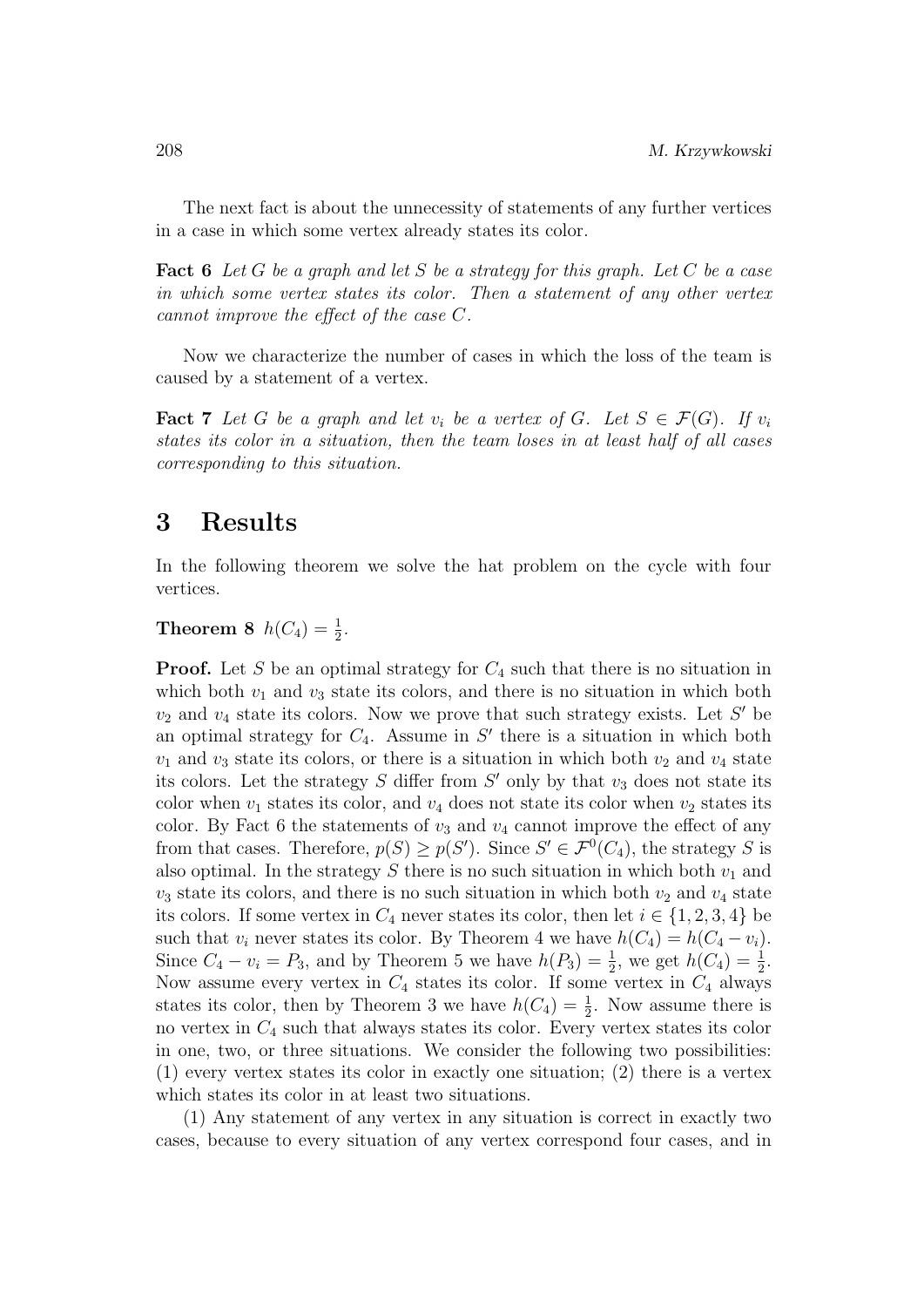The next fact is about the unnecessity of statements of any further vertices in a case in which some vertex already states its color.

**Fact 6** *Let $G$ be a graph and let $S$ be a strategy for this graph. Let $C$ be a case in which some vertex states its color. Then a statement of any other vertex cannot improve the effect of the case $C$.*

Now we characterize the number of cases in which the loss of the team is caused by a statement of a vertex.

**Fact 7** *Let $G$ be a graph and let $v_i$ be a vertex of $G$. Let $S \in \mathcal{F}(G)$. If $v_i$ states its color in a situation, then the team loses in at least half of all cases corresponding to this situation.*

# 3 Results

In the following theorem we solve the hat problem on the cycle with four vertices.

**Theorem 8** $h(C_4) = \frac{1}{2}$.

**Proof.** Let $S$ be an optimal strategy for $C_4$ such that there is no situation in which both $v_1$ and $v_3$ state its colors, and there is no situation in which both $v_2$ and $v_4$ state its colors. Now we prove that such strategy exists. Let $S'$ be an optimal strategy for $C_4$. Assume in $S'$ there is a situation in which both $v_1$ and $v_3$ state its colors, or there is a situation in which both $v_2$ and $v_4$ state its colors. Let the strategy $S$ differ from $S'$ only by that $v_3$ does not state its color when $v_1$ states its color, and $v_4$ does not state its color when $v_2$ states its color. By Fact 6 the statements of $v_3$ and $v_4$ cannot improve the effect of any from that cases. Therefore, $p(S) \geq p(S')$. Since $S' \in \mathcal{F}^0(C_4)$, the strategy $S$ is also optimal. In the strategy $S$ there is no such situation in which both $v_1$ and $v_3$ state its colors, and there is no such situation in which both $v_2$ and $v_4$ state its colors. If some vertex in $C_4$ never states its color, then let $i \in \{1, 2, 3, 4\}$ be such that $v_i$ never states its color. By Theorem 4 we have $h(C_4) = h(C_4 - v_i)$. Since $C_4 - v_i = P_3$, and by Theorem 5 we have $h(P_3) = \frac{1}{2}$, we get $h(C_4) = \frac{1}{2}$. Now assume every vertex in $C_4$ states its color. If some vertex in $C_4$ always states its color, then by Theorem 3 we have $h(C_4) = \frac{1}{2}$. Now assume there is no vertex in $C_4$ such that always states its color. Every vertex states its color in one, two, or three situations. We consider the following two possibilities: (1) every vertex states its color in exactly one situation; (2) there is a vertex which states its color in at least two situations.

(1) Any statement of any vertex in any situation is correct in exactly two cases, because to every situation of any vertex correspond four cases, and in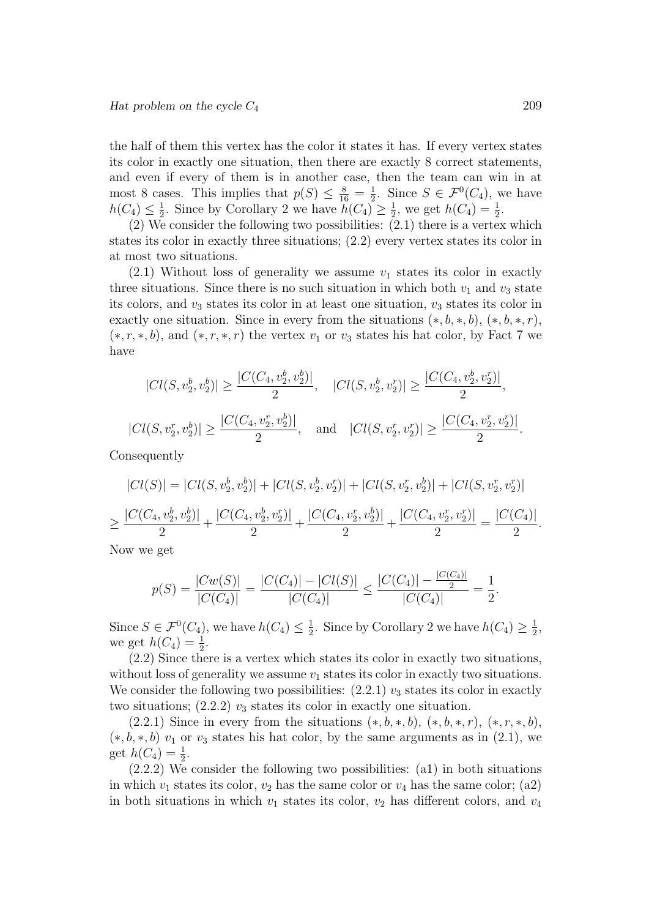the half of them this vertex has the color it states it has. If every vertex states its color in exactly one situation, then there are exactly 8 correct statements, and even if every of them is in another case, then the team can win in at most 8 cases. This implies that $p(S) \leq \frac{8}{16} = \frac{1}{2}$. Since $S \in \mathcal{F}^0(C_4)$, we have $h(C_4) \leq \frac{1}{2}$. Since by Corollary 2 we have $h(C_4) \geq \frac{1}{2}$, we get $h(C_4) = \frac{1}{2}$.

(2) We consider the following two possibilities: (2.1) there is a vertex which states its color in exactly three situations; (2.2) every vertex states its color in at most two situations.

(2.1) Without loss of generality we assume $v_1$ states its color in exactly three situations. Since there is no such situation in which both $v_1$ and $v_3$ state its colors, and $v_3$ states its color in at least one situation, $v_3$ states its color in exactly one situation. Since in every from the situations $(*, b, *, b)$, $(*, b, *, r)$, $(*, r, *, b)$, and $(*, r, *, r)$ the vertex $v_1$ or $v_3$ states his hat color, by Fact 7 we have

$$|Cl(S, v_2^b, v_2^b)| \geq \frac{|C(C_4, v_2^b, v_2^b)|}{2}, \quad |Cl(S, v_2^b, v_2^r)| \geq \frac{|C(C_4, v_2^b, v_2^r)|}{2},$$

$$|Cl(S, v_2^r, v_2^b)| \geq \frac{|C(C_4, v_2^r, v_2^b)|}{2}, \quad \text{and} \quad |Cl(S, v_2^r, v_2^r)| \geq \frac{|C(C_4, v_2^r, v_2^r)|}{2}.$$

Consequently

$$|Cl(S)| = |Cl(S, v_2^b, v_2^b)| + |Cl(S, v_2^b, v_2^r)| + |Cl(S, v_2^r, v_2^b)| + |Cl(S, v_2^r, v_2^r)|$$

$$\geq \frac{|C(C_4, v_2^b, v_2^b)|}{2} + \frac{|C(C_4, v_2^b, v_2^r)|}{2} + \frac{|C(C_4, v_2^r, v_2^b)|}{2} + \frac{|C(C_4, v_2^r, v_2^r)|}{2} = \frac{|C(C_4)|}{2}.$$

Now we get

$$p(S) = \frac{|Cw(S)|}{|C(C_4)|} = \frac{|C(C_4)| - |Cl(S)|}{|C(C_4)|} \leq \frac{|C(C_4)| - \frac{|C(C_4)|}{2}}{|C(C_4)|} = \frac{1}{2}.$$

Since $S \in \mathcal{F}^0(C_4)$, we have $h(C_4) \leq \frac{1}{2}$. Since by Corollary 2 we have $h(C_4) \geq \frac{1}{2}$, we get $h(C_4) = \frac{1}{2}$.

(2.2) Since there is a vertex which states its color in exactly two situations, without loss of generality we assume $v_1$ states its color in exactly two situations. We consider the following two possibilities: (2.2.1) $v_3$ states its color in exactly two situations; (2.2.2) $v_3$ states its color in exactly one situation.

(2.2.1) Since in every from the situations $(*, b, *, b)$, $(*, b, *, r)$, $(*, r, *, b)$, $(*, b, *, b)$ $v_1$ or $v_3$ states his hat color, by the same arguments as in (2.1), we get $h(C_4) = \frac{1}{2}$.

(2.2.2) We consider the following two possibilities: (a1) in both situations in which $v_1$ states its color, $v_2$ has the same color or $v_4$ has the same color; (a2) in both situations in which $v_1$ states its color, $v_2$ has different colors, and $v_4$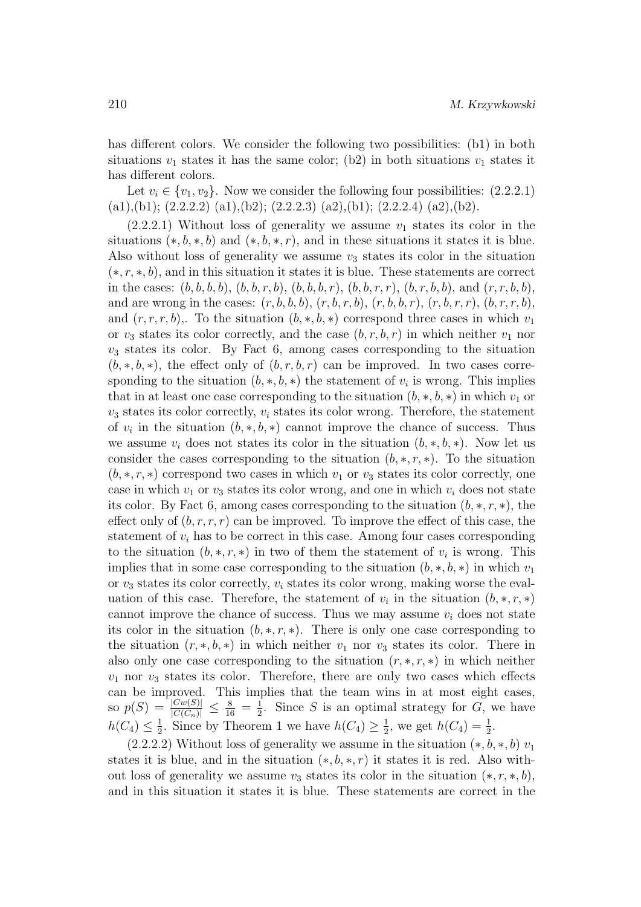has different colors. We consider the following two possibilities: (b1) in both situations $v_1$ states it has the same color; (b2) in both situations $v_1$ states it has different colors.

Let $v_i \in \{v_1, v_2\}$. Now we consider the following four possibilities: (2.2.2.1) (a1),(b1); (2.2.2.2) (a1),(b2); (2.2.2.3) (a2),(b1); (2.2.2.4) (a2),(b2).

(2.2.2.1) Without loss of generality we assume $v_1$ states its color in the situations $(*, b, *, b)$ and $(*, b, *, r)$, and in these situations it states it is blue. Also without loss of generality we assume $v_3$ states its color in the situation $(*, r, *, b)$, and in this situation it states it is blue. These statements are correct in the cases: $(b, b, b, b)$, $(b, b, r, b)$, $(b, b, b, r)$, $(b, b, r, r)$, $(b, r, b, b)$, and $(r, r, b, b)$, and are wrong in the cases: $(r, b, b, b)$, $(r, b, r, b)$, $(r, b, b, r)$, $(r, b, r, r)$, $(b, r, r, b)$, and $(r, r, r, b)$,. To the situation $(b, *, b, *)$ correspond three cases in which $v_1$ or $v_3$ states its color correctly, and the case $(b, r, b, r)$ in which neither $v_1$ nor $v_3$ states its color. By Fact 6, among cases corresponding to the situation $(b, *, b, *)$, the effect only of $(b, r, b, r)$ can be improved. In two cases corresponding to the situation $(b, *, b, *)$ the statement of $v_i$ is wrong. This implies that in at least one case corresponding to the situation $(b, *, b, *)$ in which $v_1$ or $v_3$ states its color correctly, $v_i$ states its color wrong. Therefore, the statement of $v_i$ in the situation $(b, *, b, *)$ cannot improve the chance of success. Thus we assume $v_i$ does not states its color in the situation $(b, *, b, *)$. Now let us consider the cases corresponding to the situation $(b, *, r, *)$. To the situation $(b, *, r, *)$ correspond two cases in which $v_1$ or $v_3$ states its color correctly, one case in which $v_1$ or $v_3$ states its color wrong, and one in which $v_i$ does not state its color. By Fact 6, among cases corresponding to the situation $(b, *, r, *)$, the effect only of $(b, r, r, r)$ can be improved. To improve the effect of this case, the statement of $v_i$ has to be correct in this case. Among four cases corresponding to the situation $(b, *, r, *)$ in two of them the statement of $v_i$ is wrong. This implies that in some case corresponding to the situation $(b, *, b, *)$ in which $v_1$ or $v_3$ states its color correctly, $v_i$ states its color wrong, making worse the evaluation of this case. Therefore, the statement of $v_i$ in the situation $(b, *, r, *)$ cannot improve the chance of success. Thus we may assume $v_i$ does not state its color in the situation $(b, *, r, *)$. There is only one case corresponding to the situation $(r, *, b, *)$ in which neither $v_1$ nor $v_3$ states its color. There in also only one case corresponding to the situation $(r, *, r, *)$ in which neither $v_1$ nor $v_3$ states its color. Therefore, there are only two cases which effects can be improved. This implies that the team wins in at most eight cases, so $p(S) = \frac{|Cw(S)|}{|C(C_n)|} \leq \frac{8}{16} = \frac{1}{2}$. Since $S$ is an optimal strategy for $G$, we have $h(C_4) \leq \frac{1}{2}$. Since by Theorem 1 we have $h(C_4) \geq \frac{1}{2}$, we get $h(C_4) = \frac{1}{2}$.

(2.2.2.2) Without loss of generality we assume in the situation $(*, b, *, b)$ $v_1$ states it is blue, and in the situation $(*, b, *, r)$ it states it is red. Also without loss of generality we assume $v_3$ states its color in the situation $(*, r, *, b)$, and in this situation it states it is blue. These statements are correct in the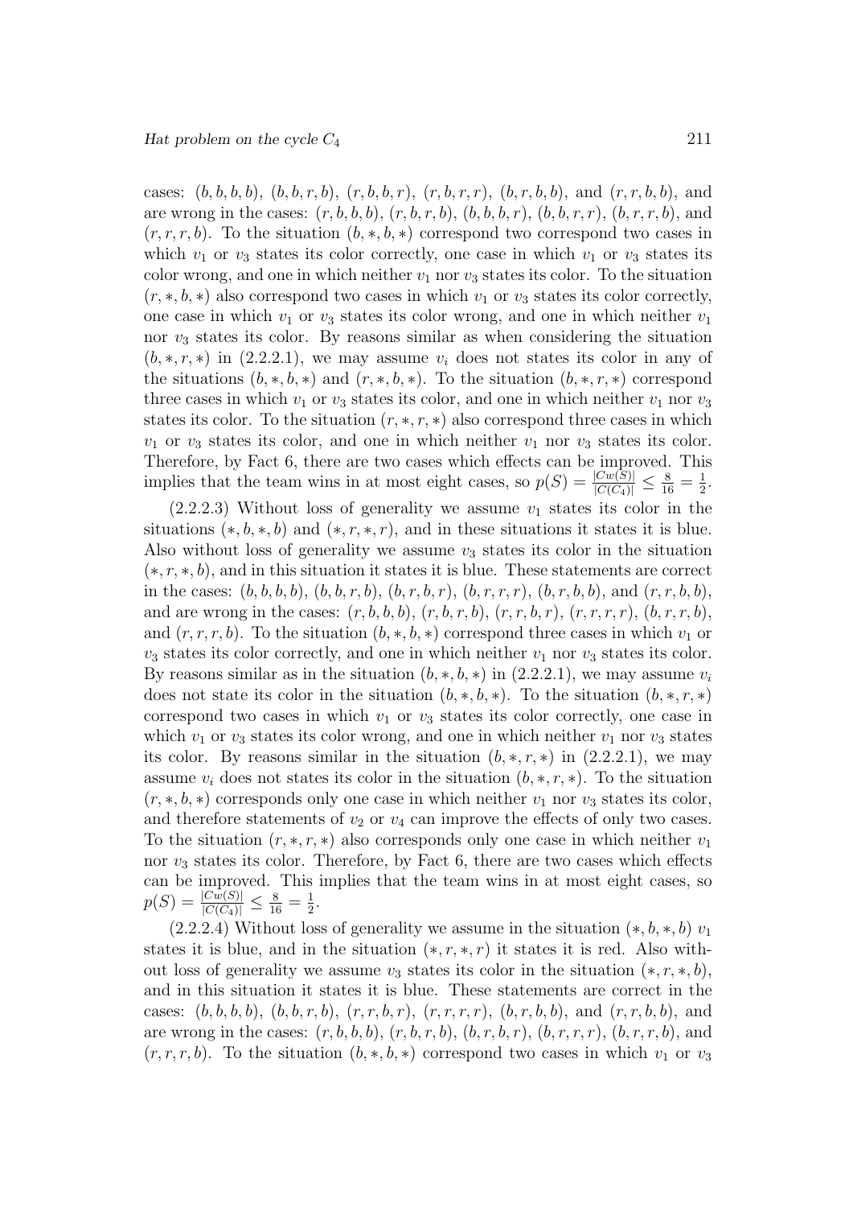cases: $(b,b,b,b)$, $(b,b,r,b)$, $(r,b,b,r)$, $(r,b,r,r)$, $(b,r,b,b)$, and $(r,r,b,b)$, and are wrong in the cases: $(r,b,b,b)$, $(r,b,r,b)$, $(b,b,b,r)$, $(b,b,r,r)$, $(b,r,r,b)$, and $(r,r,r,b)$. To the situation $(b,*,b,*)$ correspond two correspond two cases in which $v_1$ or $v_3$ states its color correctly, one case in which $v_1$ or $v_3$ states its color wrong, and one in which neither $v_1$ nor $v_3$ states its color. To the situation $(r,*,b,*)$ also correspond two cases in which $v_1$ or $v_3$ states its color correctly, one case in which $v_1$ or $v_3$ states its color wrong, and one in which neither $v_1$ nor $v_3$ states its color. By reasons similar as when considering the situation $(b,*,r,*)$ in (2.2.2.1), we may assume $v_i$ does not states its color in any of the situations $(b,*,b,*)$ and $(r,*,b,*)$. To the situation $(b,*,r,*)$ correspond three cases in which $v_1$ or $v_3$ states its color, and one in which neither $v_1$ nor $v_3$ states its color. To the situation $(r,*,r,*)$ also correspond three cases in which $v_1$ or $v_3$ states its color, and one in which neither $v_1$ nor $v_3$ states its color. Therefore, by Fact 6, there are two cases which effects can be improved. This implies that the team wins in at most eight cases, so $p(S) = \frac{|Cw(S)|}{|C(C_4)|} \leq \frac{8}{16} = \frac{1}{2}$.

(2.2.2.3) Without loss of generality we assume $v_1$ states its color in the situations $(*,b,*,b)$ and $(*,r,*,r)$, and in these situations it states it is blue. Also without loss of generality we assume $v_3$ states its color in the situation $(*,r,*,b)$, and in this situation it states it is blue. These statements are correct in the cases: $(b,b,b,b)$, $(b,b,r,b)$, $(b,r,b,r)$, $(b,r,r,r)$, $(b,r,b,b)$, and $(r,r,b,b)$, and are wrong in the cases: $(r,b,b,b)$, $(r,b,r,b)$, $(r,r,b,r)$, $(r,r,r,r)$, $(b,r,r,b)$, and $(r,r,r,b)$. To the situation $(b,*,b,*)$ correspond three cases in which $v_1$ or $v_3$ states its color correctly, and one in which neither $v_1$ nor $v_3$ states its color. By reasons similar as in the situation $(b,*,b,*)$ in (2.2.2.1), we may assume $v_i$ does not state its color in the situation $(b,*,b,*)$. To the situation $(b,*,r,*)$ correspond two cases in which $v_1$ or $v_3$ states its color correctly, one case in which $v_1$ or $v_3$ states its color wrong, and one in which neither $v_1$ nor $v_3$ states its color. By reasons similar in the situation $(b,*,r,*)$ in (2.2.2.1), we may assume $v_i$ does not states its color in the situation $(b,*,r,*)$. To the situation $(r,*,b,*)$ corresponds only one case in which neither $v_1$ nor $v_3$ states its color, and therefore statements of $v_2$ or $v_4$ can improve the effects of only two cases. To the situation $(r,*,r,*)$ also corresponds only one case in which neither $v_1$ nor $v_3$ states its color. Therefore, by Fact 6, there are two cases which effects can be improved. This implies that the team wins in at most eight cases, so $p(S) = \frac{|Cw(S)|}{|C(C_4)|} \leq \frac{8}{16} = \frac{1}{2}$.

(2.2.2.4) Without loss of generality we assume in the situation $(*,b,*,b)$ $v_1$ states it is blue, and in the situation $(*,r,*,r)$ it states it is red. Also without loss of generality we assume $v_3$ states its color in the situation $(*,r,*,b)$, and in this situation it states it is blue. These statements are correct in the cases: $(b,b,b,b)$, $(b,b,r,b)$, $(r,r,b,r)$, $(r,r,r,r)$, $(b,r,b,b)$, and $(r,r,b,b)$, and are wrong in the cases: $(r,b,b,b)$, $(r,b,r,b)$, $(b,r,b,r)$, $(b,r,r,r)$, $(b,r,r,b)$, and $(r,r,r,b)$. To the situation $(b,*,b,*)$ correspond two cases in which $v_1$ or $v_3$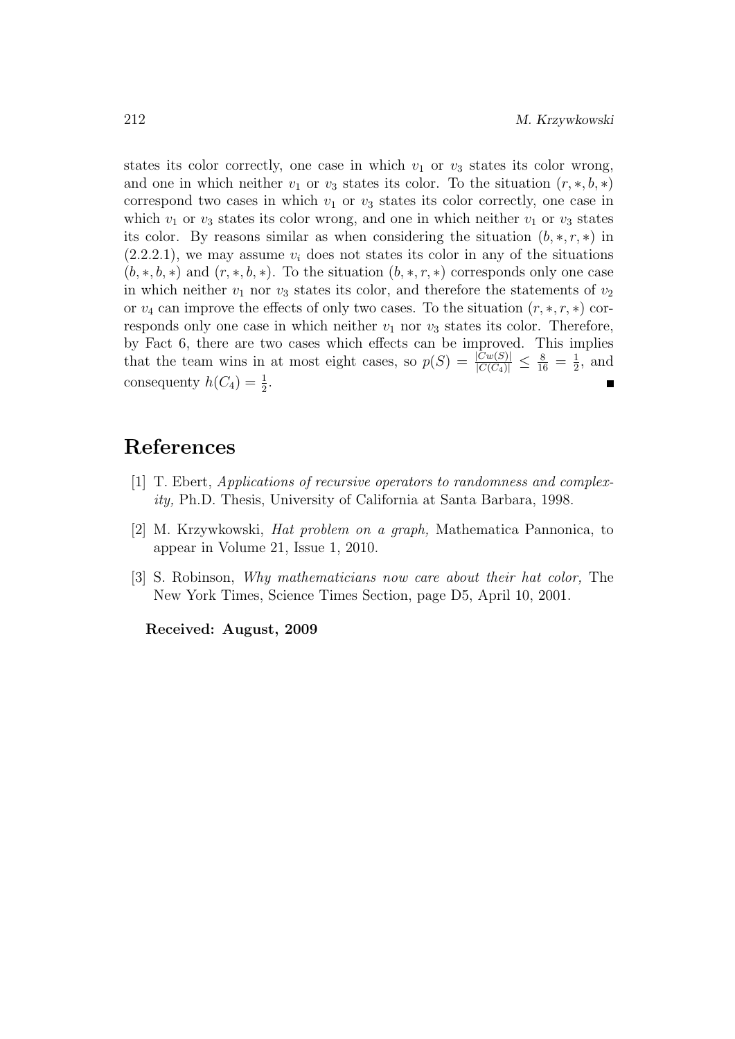states its color correctly, one case in which $v_1$ or $v_3$ states its color wrong, and one in which neither $v_1$ or $v_3$ states its color. To the situation $(r, *, b, *)$ correspond two cases in which $v_1$ or $v_3$ states its color correctly, one case in which $v_1$ or $v_3$ states its color wrong, and one in which neither $v_1$ or $v_3$ states its color. By reasons similar as when considering the situation $(b, *, r, *)$ in (2.2.2.1), we may assume $v_i$ does not states its color in any of the situations $(b, *, b, *)$ and $(r, *, b, *)$. To the situation $(b, *, r, *)$ corresponds only one case in which neither $v_1$ nor $v_3$ states its color, and therefore the statements of $v_2$ or $v_4$ can improve the effects of only two cases. To the situation $(r, *, r, *)$ corresponds only one case in which neither $v_1$ nor $v_3$ states its color. Therefore, by Fact 6, there are two cases which effects can be improved. This implies that the team wins in at most eight cases, so $p(S) = \frac{|Cw(S)|}{|C(C_4)|} \leq \frac{8}{16} = \frac{1}{2}$, and consequenty $h(C_4) = \frac{1}{2}$. ■

# References

[1] T. Ebert, *Applications of recursive operators to randomness and complexity,* Ph.D. Thesis, University of California at Santa Barbara, 1998.

[2] M. Krzywkowski, *Hat problem on a graph,* Mathematica Pannonica, to appear in Volume 21, Issue 1, 2010.

[3] S. Robinson, *Why mathematicians now care about their hat color,* The New York Times, Science Times Section, page D5, April 10, 2001.

**Received: August, 2009**